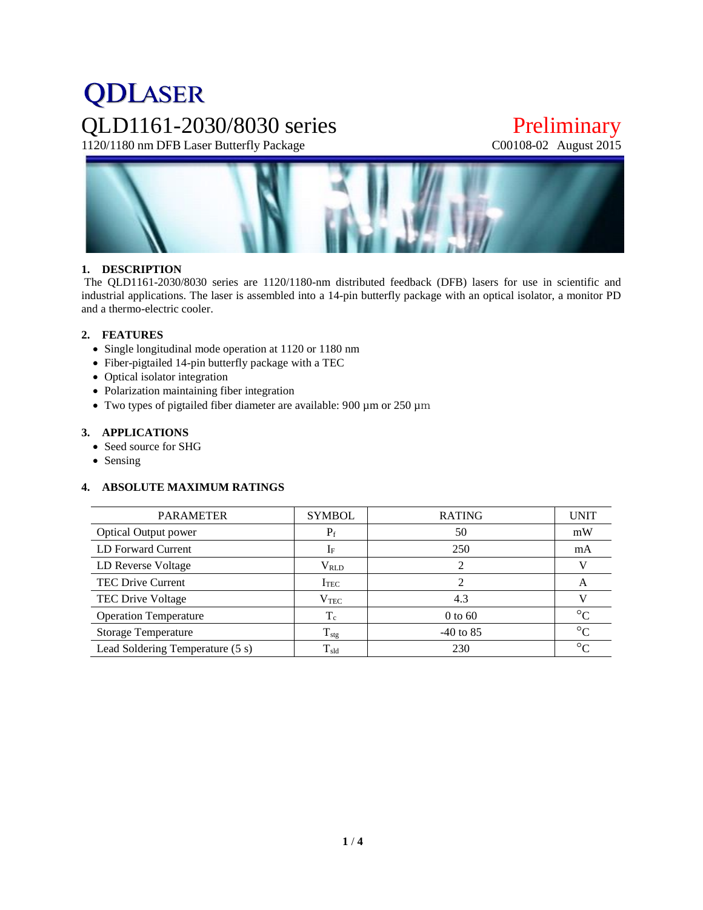QDLASER

# QLD1161-2030/8030 series

1120/1180 nm DFB Laser Butterfly Package

Preliminary

C00108-02 August 2015

## 1. DESCRIPTION

The QLD1161-2030/8030 series are 1120/1180-nm distributed feedback (DFB) lasers for use in scientific and industrial applications. The laser is assembled into a 14-pin butterfly package with an optical isolator, a monitor PD and a thermo-electric cooler.

## 2. FEATURES

- Single longitudinal mode operation at 1120 or 1180 nm
- Fiber-pigtailed 14-pin butterfly package with a TEC
- Optical isolator integration
- Polarization maintaining fiber integration
- Two types of pigtailed fiber diameter are available: 900 µm or 250 µm

## 3. APPLICATIONS

- Seed source for SHG
- Sensing

## 4. ABSOLUTE MAXIMUM RATINGS

| PARAMETER | SYMBOL | RATING | UNIT |
|---|---|---|---|
| Optical Output power | $P_f$ | 50 | mW |
| LD Forward Current | $I_F$ | 250 | mA |
| LD Reverse Voltage | $V_{RLD}$ | 2 | V |
| TEC Drive Current | $I_{TEC}$ | 2 | A |
| TEC Drive Voltage | $V_{TEC}$ | 4.3 | V |
| Operation Temperature | $T_c$ | 0 to 60 | °C |
| Storage Temperature | $T_{stg}$ | -40 to 85 | °C |
| Lead Soldering Temperature (5 s) | $T_{sld}$ | 230 | °C |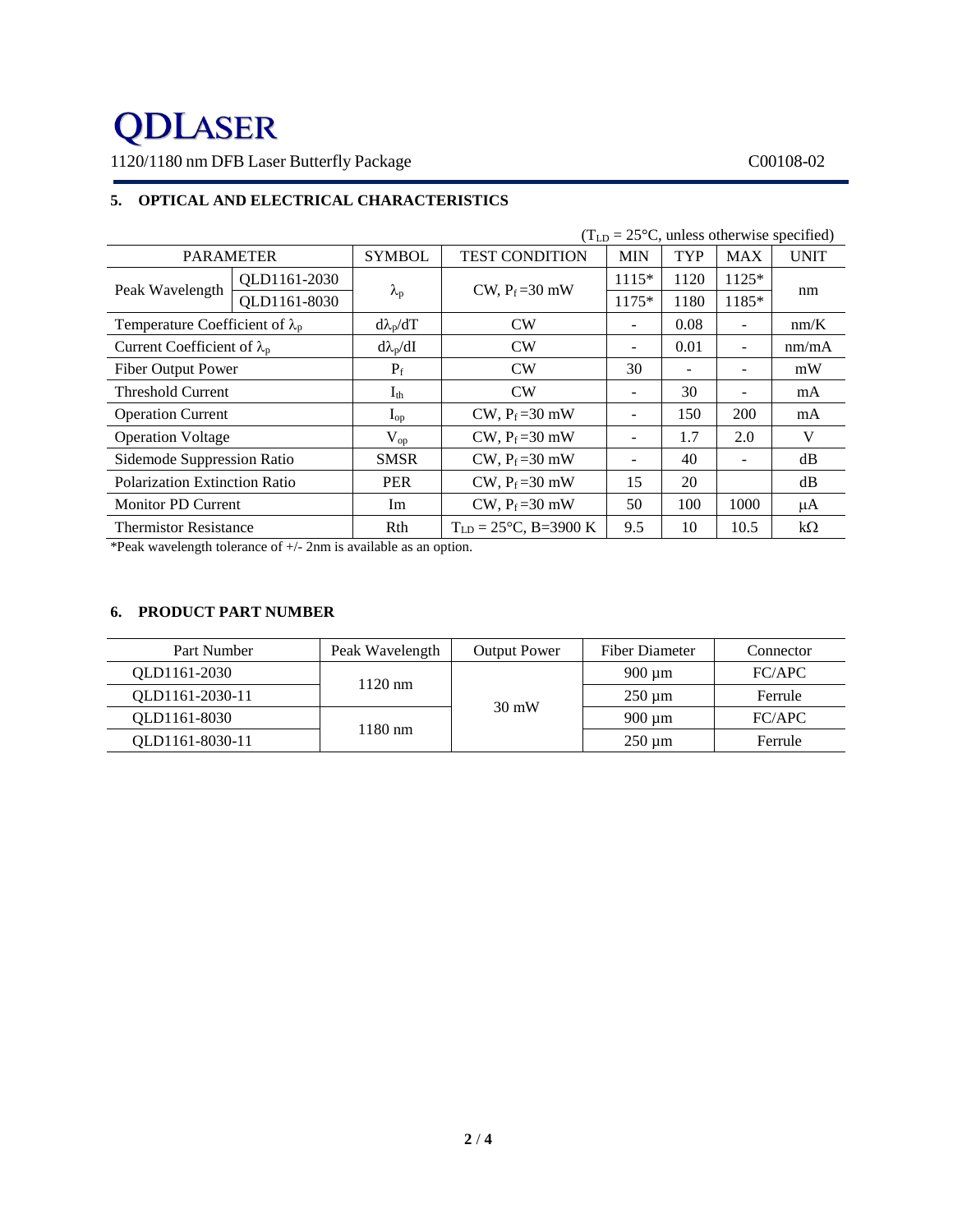## 5. OPTICAL AND ELECTRICAL CHARACTERISTICS

($T_{LD}$ = 25°C, unless otherwise specified)

| PARAMETER | | SYMBOL | TEST CONDITION | MIN | TYP | MAX | UNIT |
|---|---|---|---|---|---|---|---|
| Peak Wavelength | QLD1161-2030 | $\lambda_p$ | CW, $P_f$ =30 mW | 1115* | 1120 | 1125* | nm |
| | QLD1161-8030 | | | 1175* | 1180 | 1185* | |
| Temperature Coefficient of $\lambda_p$ | | $d\lambda_p/dT$ | CW | - | 0.08 | - | nm/K |
| Current Coefficient of $\lambda_p$ | | $d\lambda_p/dI$ | CW | - | 0.01 | - | nm/mA |
| Fiber Output Power | | $P_f$ | CW | 30 | - | - | mW |
| Threshold Current | | $I_{th}$ | CW | - | 30 | - | mA |
| Operation Current | | $I_{op}$ | CW, $P_f$ =30 mW | - | 150 | 200 | mA |
| Operation Voltage | | $V_{op}$ | CW, $P_f$ =30 mW | - | 1.7 | 2.0 | V |
| Sidemode Suppression Ratio | | SMSR | CW, $P_f$ =30 mW | - | 40 | - | dB |
| Polarization Extinction Ratio | | PER | CW, $P_f$ =30 mW | 15 | 20 | | dB |
| Monitor PD Current | | Im | CW, $P_f$ =30 mW | 50 | 100 | 1000 | μA |
| Thermistor Resistance | | Rth | $T_{LD}$ = 25°C, B=3900 K | 9.5 | 10 | 10.5 | kΩ |

*Peak wavelength tolerance of +/- 2nm is available as an option.

## 6. PRODUCT PART NUMBER

| Part Number | Peak Wavelength | Output Power | Fiber Diameter | Connector |
|---|---|---|---|---|
| QLD1161-2030 | 1120 nm | 30 mW | 900 µm | FC/APC |
| QLD1161-2030-11 | | | 250 µm | Ferrule |
| QLD1161-8030 | 1180 nm | | 900 µm | FC/APC |
| QLD1161-8030-11 | | | 250 µm | Ferrule |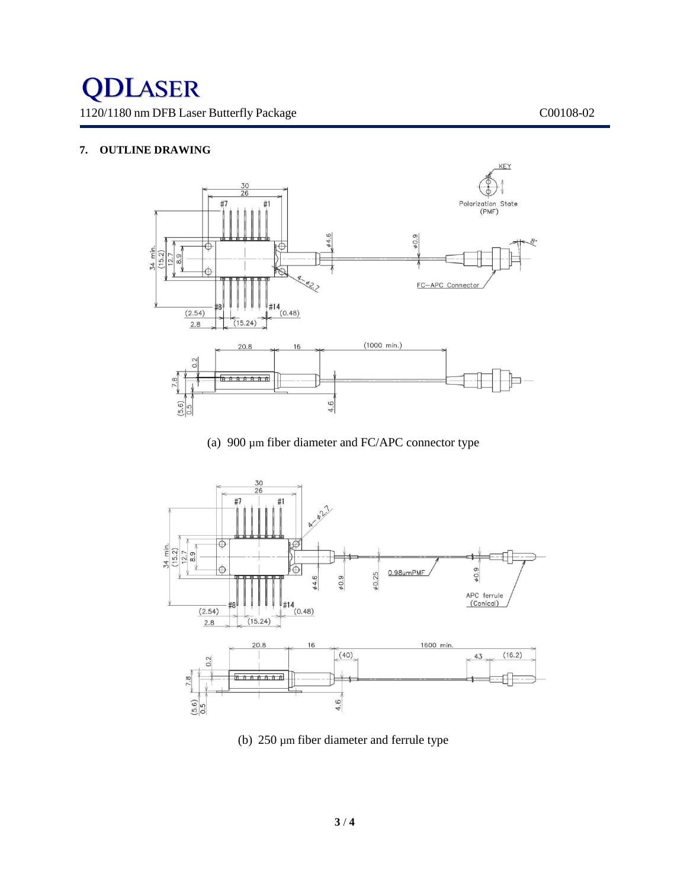## 7. OUTLINE DRAWING

(a) 900 μm fiber diameter and FC/APC connector type

(b) 250 μm fiber diameter and ferrule type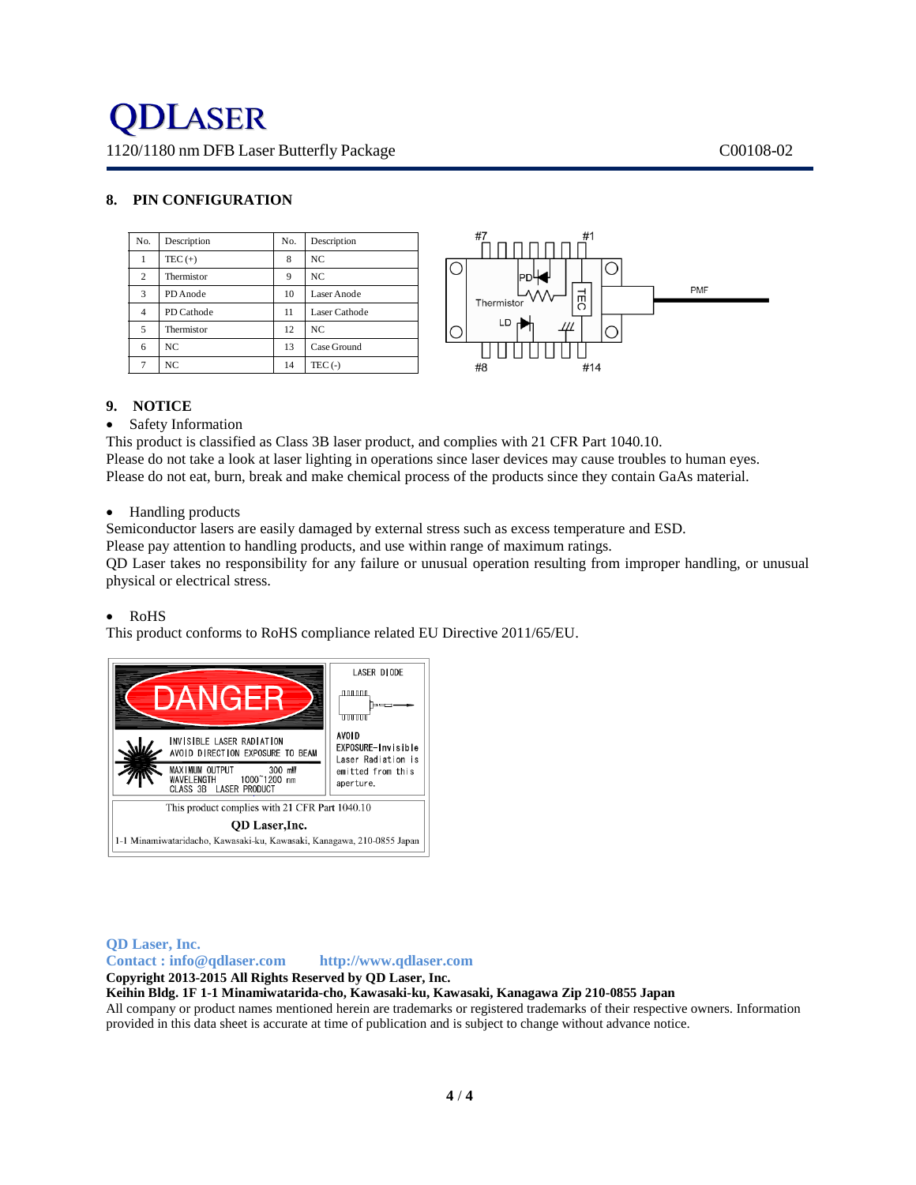## 8. PIN CONFIGURATION

| No. | Description | No. | Description |
|---|---|---|---|
| 1 | TEC (+) | 8 | NC |
| 2 | Thermistor | 9 | NC |
| 3 | PD Anode | 10 | Laser Anode |
| 4 | PD Cathode | 11 | Laser Cathode |
| 5 | Thermistor | 12 | NC |
| 6 | NC | 13 | Case Ground |
| 7 | NC | 14 | TEC (-) |

#7 #1
PD
Thermistor
TEC
LD
PMF
#8 #14

## 9. NOTICE

- Safety Information

This product is classified as Class 3B laser product, and complies with 21 CFR Part 1040.10.
Please do not take a look at laser lighting in operations since laser devices may cause troubles to human eyes.
Please do not eat, burn, break and make chemical process of the products since they contain GaAs material.

- Handling products

Semiconductor lasers are easily damaged by external stress such as excess temperature and ESD.
Please pay attention to handling products, and use within range of maximum ratings.
QD Laser takes no responsibility for any failure or unusual operation resulting from improper handling, or unusual physical or electrical stress.

- RoHS

This product conforms to RoHS compliance related EU Directive 2011/65/EU.

DANGER
INVISIBLE LASER RADIATION
AVOID DIRECTION EXPOSURE TO BEAM
MAXIMUM OUTPUT 300 mW
WAVELENGTH 1000~1200 nm
CLASS 3B LASER PRODUCT

LASER DIODE
AVOID
EXPOSURE-Invisible Laser Radiation is emitted from this aperture.

This product complies with 21 CFR Part 1040.10
**QD Laser,Inc.**
1-1 Minamiwataridacho, Kawasaki-ku, Kawasaki, Kanagawa, 210-0855 Japan

**QD Laser, Inc.**
**Contact : info@qdlaser.com http://www.qdlaser.com**
**Copyright 2013-2015 All Rights Reserved by QD Laser, Inc.**
**Keihin Bldg. 1F 1-1 Minamiwatarida-cho, Kawasaki-ku, Kawasaki, Kanagawa Zip 210-0855 Japan**
All company or product names mentioned herein are trademarks or registered trademarks of their respective owners. Information provided in this data sheet is accurate at time of publication and is subject to change without advance notice.